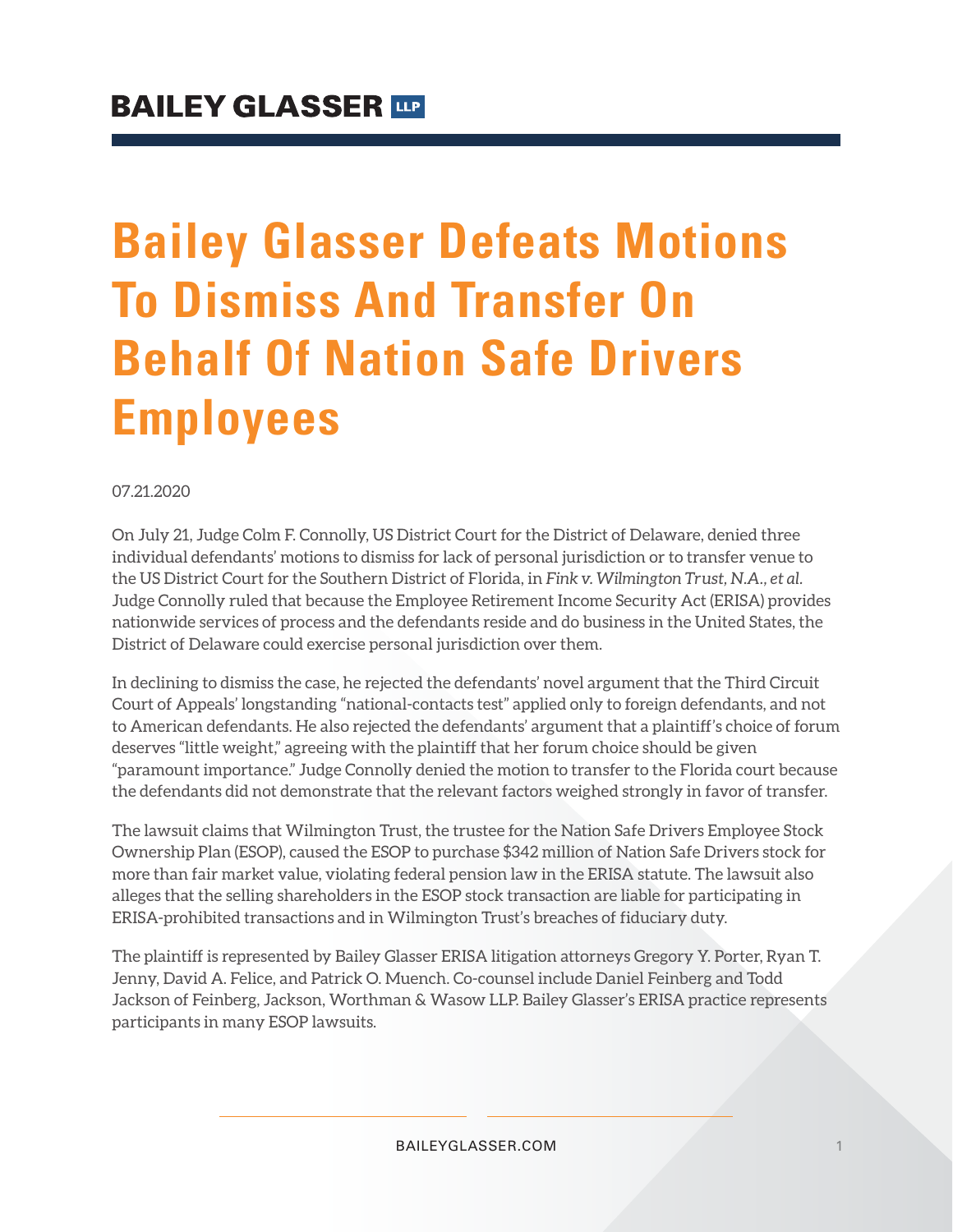BAILEY GLASSER LLP

# Bailey Glasser Defeats Motions To Dismiss And Transfer On Behalf Of Nation Safe Drivers Employees

07.21.2020

On July 21, Judge Colm F. Connolly, US District Court for the District of Delaware, denied three individual defendants' motions to dismiss for lack of personal jurisdiction or to transfer venue to the US District Court for the Southern District of Florida, in *Fink v. Wilmington Trust, N.A., et al.* Judge Connolly ruled that because the Employee Retirement Income Security Act (ERISA) provides nationwide services of process and the defendants reside and do business in the United States, the District of Delaware could exercise personal jurisdiction over them.

In declining to dismiss the case, he rejected the defendants' novel argument that the Third Circuit Court of Appeals' longstanding "national-contacts test" applied only to foreign defendants, and not to American defendants. He also rejected the defendants' argument that a plaintiff's choice of forum deserves "little weight," agreeing with the plaintiff that her forum choice should be given "paramount importance." Judge Connolly denied the motion to transfer to the Florida court because the defendants did not demonstrate that the relevant factors weighed strongly in favor of transfer.

The lawsuit claims that Wilmington Trust, the trustee for the Nation Safe Drivers Employee Stock Ownership Plan (ESOP), caused the ESOP to purchase $342 million of Nation Safe Drivers stock for more than fair market value, violating federal pension law in the ERISA statute. The lawsuit also alleges that the selling shareholders in the ESOP stock transaction are liable for participating in ERISA-prohibited transactions and in Wilmington Trust's breaches of fiduciary duty.

The plaintiff is represented by Bailey Glasser ERISA litigation attorneys Gregory Y. Porter, Ryan T. Jenny, David A. Felice, and Patrick O. Muench. Co-counsel include Daniel Feinberg and Todd Jackson of Feinberg, Jackson, Worthman & Wasow LLP. Bailey Glasser's ERISA practice represents participants in many ESOP lawsuits.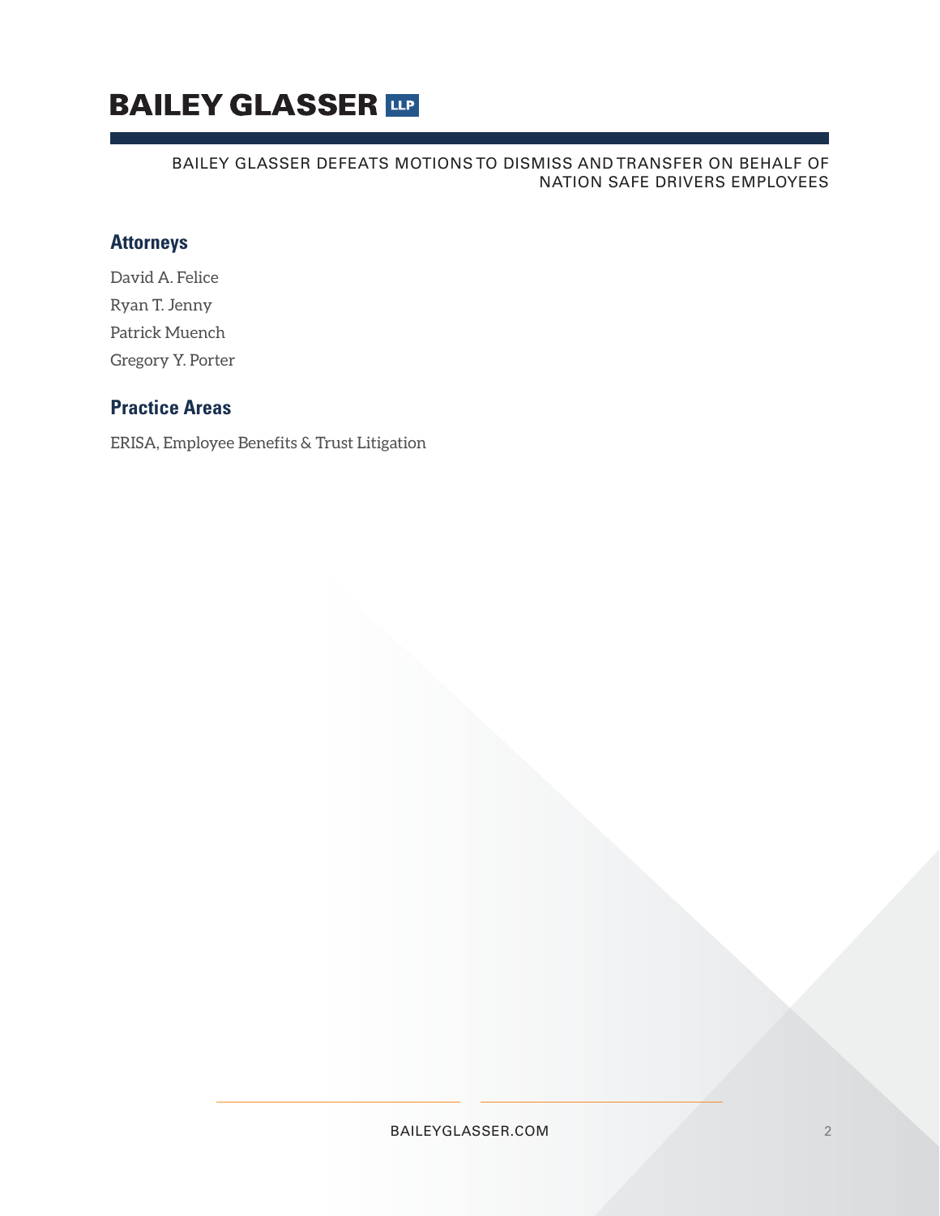## Attorneys

David A. Felice

Ryan T. Jenny

Patrick Muench

Gregory Y. Porter

## Practice Areas

ERISA, Employee Benefits & Trust Litigation